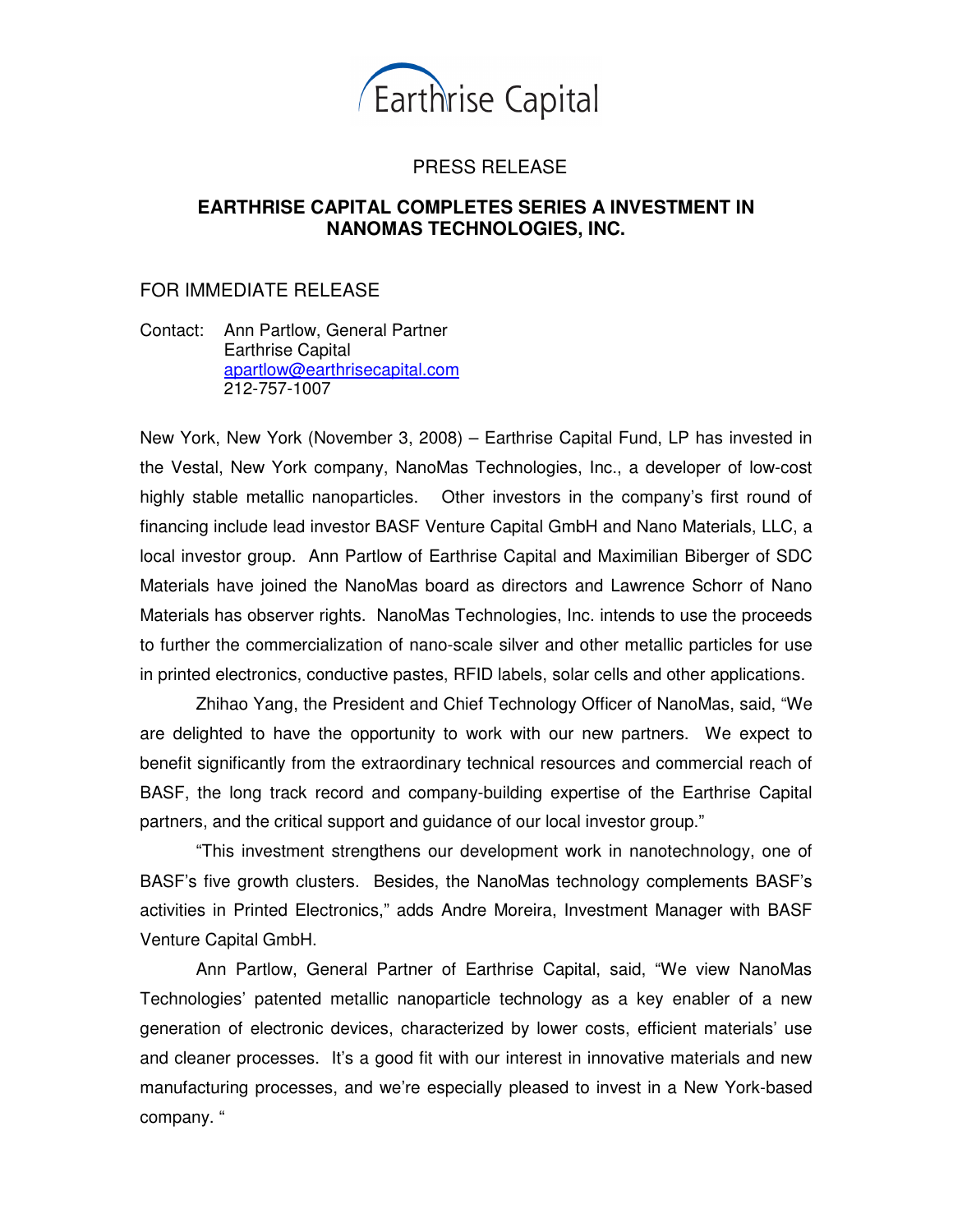Earthrise Capital

PRESS RELEASE

# EARTHRISE CAPITAL COMPLETES SERIES A INVESTMENT IN NANOMAS TECHNOLOGIES, INC.

FOR IMMEDIATE RELEASE

Contact: Ann Partlow, General Partner
Earthrise Capital
apartlow@earthrisecapital.com
212-757-1007

New York, New York (November 3, 2008) – Earthrise Capital Fund, LP has invested in the Vestal, New York company, NanoMas Technologies, Inc., a developer of low-cost highly stable metallic nanoparticles. Other investors in the company's first round of financing include lead investor BASF Venture Capital GmbH and Nano Materials, LLC, a local investor group. Ann Partlow of Earthrise Capital and Maximilian Biberger of SDC Materials have joined the NanoMas board as directors and Lawrence Schorr of Nano Materials has observer rights. NanoMas Technologies, Inc. intends to use the proceeds to further the commercialization of nano-scale silver and other metallic particles for use in printed electronics, conductive pastes, RFID labels, solar cells and other applications.

Zhihao Yang, the President and Chief Technology Officer of NanoMas, said, "We are delighted to have the opportunity to work with our new partners. We expect to benefit significantly from the extraordinary technical resources and commercial reach of BASF, the long track record and company-building expertise of the Earthrise Capital partners, and the critical support and guidance of our local investor group."

"This investment strengthens our development work in nanotechnology, one of BASF's five growth clusters. Besides, the NanoMas technology complements BASF's activities in Printed Electronics," adds Andre Moreira, Investment Manager with BASF Venture Capital GmbH.

Ann Partlow, General Partner of Earthrise Capital, said, "We view NanoMas Technologies' patented metallic nanoparticle technology as a key enabler of a new generation of electronic devices, characterized by lower costs, efficient materials' use and cleaner processes. It's a good fit with our interest in innovative materials and new manufacturing processes, and we're especially pleased to invest in a New York-based company. "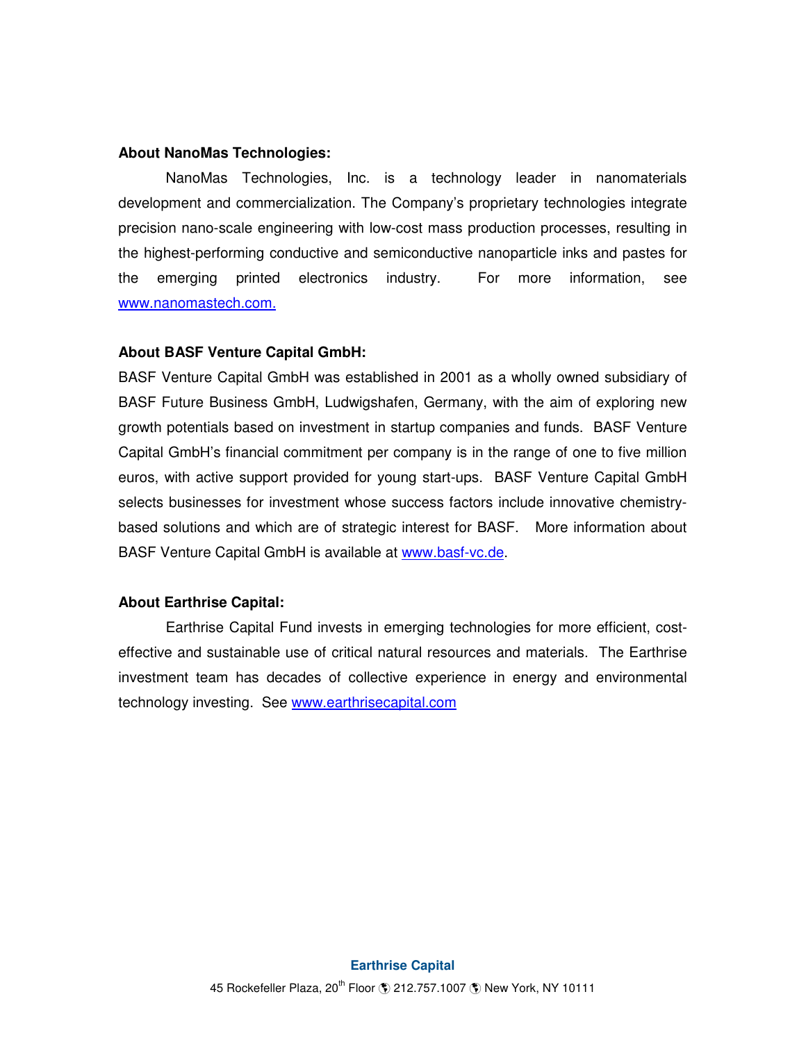**About NanoMas Technologies:**

NanoMas Technologies, Inc. is a technology leader in nanomaterials development and commercialization. The Company's proprietary technologies integrate precision nano-scale engineering with low-cost mass production processes, resulting in the highest-performing conductive and semiconductive nanoparticle inks and pastes for the emerging printed electronics industry. For more information, see www.nanomastech.com.

**About BASF Venture Capital GmbH:**

BASF Venture Capital GmbH was established in 2001 as a wholly owned subsidiary of BASF Future Business GmbH, Ludwigshafen, Germany, with the aim of exploring new growth potentials based on investment in startup companies and funds. BASF Venture Capital GmbH's financial commitment per company is in the range of one to five million euros, with active support provided for young start-ups. BASF Venture Capital GmbH selects businesses for investment whose success factors include innovative chemistry-based solutions and which are of strategic interest for BASF. More information about BASF Venture Capital GmbH is available at www.basf-vc.de.

**About Earthrise Capital:**

Earthrise Capital Fund invests in emerging technologies for more efficient, cost-effective and sustainable use of critical natural resources and materials. The Earthrise investment team has decades of collective experience in energy and environmental technology investing. See www.earthrisecapital.com

**Earthrise Capital**

45 Rockefeller Plaza, 20th Floor 212.757.1007 New York, NY 10111